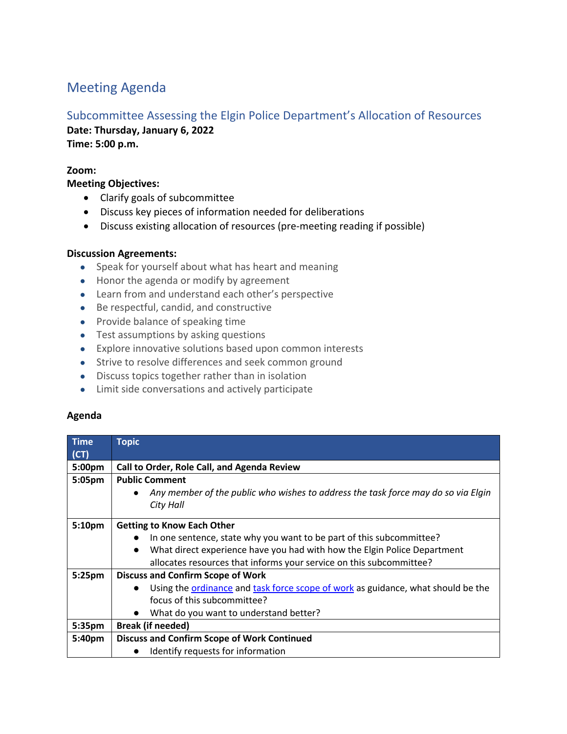# Meeting Agenda

## Subcommittee Assessing the Elgin Police Department's Allocation of Resources

**Date: Thursday, January 6, 2022**
**Time: 5:00 p.m.**

**Zoom:**
**Meeting Objectives:**

- Clarify goals of subcommittee
- Discuss key pieces of information needed for deliberations
- Discuss existing allocation of resources (pre-meeting reading if possible)

**Discussion Agreements:**

- Speak for yourself about what has heart and meaning
- Honor the agenda or modify by agreement
- Learn from and understand each other's perspective
- Be respectful, candid, and constructive
- Provide balance of speaking time
- Test assumptions by asking questions
- Explore innovative solutions based upon common interests
- Strive to resolve differences and seek common ground
- Discuss topics together rather than in isolation
- Limit side conversations and actively participate

**Agenda**

| Time (CT) | Topic |
|---|---|
| 5:00pm | **Call to Order, Role Call, and Agenda Review** |
| 5:05pm | **Public Comment**<br>• *Any member of the public who wishes to address the task force may do so via Elgin City Hall* |
| 5:10pm | **Getting to Know Each Other**<br>• In one sentence, state why you want to be part of this subcommittee?<br>• What direct experience have you had with how the Elgin Police Department allocates resources that informs your service on this subcommittee? |
| 5:25pm | **Discuss and Confirm Scope of Work**<br>• Using the ordinance and task force scope of work as guidance, what should be the focus of this subcommittee?<br>• What do you want to understand better? |
| 5:35pm | **Break (if needed)** |
| 5:40pm | **Discuss and Confirm Scope of Work Continued**<br>• Identify requests for information |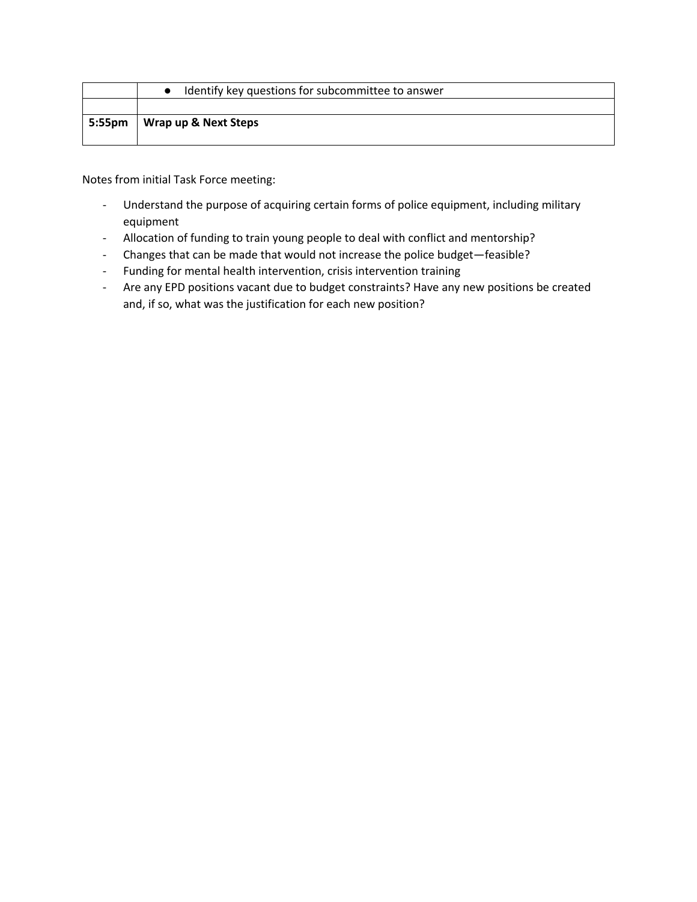| | |
|---|---|
| | • Identify key questions for subcommittee to answer |
| | |
| **5:55pm** | **Wrap up & Next Steps** |

Notes from initial Task Force meeting:

- Understand the purpose of acquiring certain forms of police equipment, including military equipment
- Allocation of funding to train young people to deal with conflict and mentorship?
- Changes that can be made that would not increase the police budget—feasible?
- Funding for mental health intervention, crisis intervention training
- Are any EPD positions vacant due to budget constraints? Have any new positions be created and, if so, what was the justification for each new position?